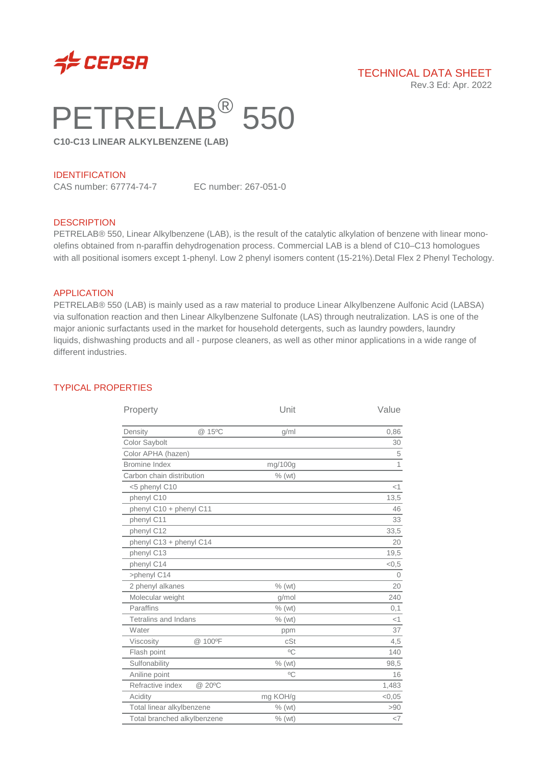CEPSA

TECHNICAL DATA SHEET
Rev.3 Ed: Apr. 2022

# PETRELAB® 550

**C10-C13 LINEAR ALKYLBENZENE (LAB)**

## IDENTIFICATION

CAS number: 67774-74-7 EC number: 267-051-0

## DESCRIPTION

PETRELAB® 550, Linear Alkylbenzene (LAB), is the result of the catalytic alkylation of benzene with linear mono-olefins obtained from n-paraffin dehydrogenation process. Commercial LAB is a blend of C10–C13 homologues with all positional isomers except 1-phenyl. Low 2 phenyl isomers content (15-21%).Detal Flex 2 Phenyl Techology.

## APPLICATION

PETRELAB® 550 (LAB) is mainly used as a raw material to produce Linear Alkylbenzene Aulfonic Acid (LABSA) via sulfonation reaction and then Linear Alkylbenzene Sulfonate (LAS) through neutralization. LAS is one of the major anionic surfactants used in the market for household detergents, such as laundry powders, laundry liquids, dishwashing products and all - purpose cleaners, as well as other minor applications in a wide range of different industries.

## TYPICAL PROPERTIES

| Property | | Unit | Value |
|---|---|---|---|
| Density | @ 15ºC | g/ml | 0,86 |
| Color Saybolt | | | 30 |
| Color APHA (hazen) | | | 5 |
| Bromine Index | | mg/100g | 1 |
| Carbon chain distribution | | % (wt) | |
| <5 phenyl C10 | | | <1 |
| phenyl C10 | | | 13,5 |
| phenyl C10 + phenyl C11 | | | 46 |
| phenyl C11 | | | 33 |
| phenyl C12 | | | 33,5 |
| phenyl C13 + phenyl C14 | | | 20 |
| phenyl C13 | | | 19,5 |
| phenyl C14 | | | <0,5 |
| >phenyl C14 | | | 0 |
| 2 phenyl alkanes | | % (wt) | 20 |
| Molecular weight | | g/mol | 240 |
| Paraffins | | % (wt) | 0,1 |
| Tetralins and Indans | | % (wt) | <1 |
| Water | | ppm | 37 |
| Viscosity | @ 100ºF | cSt | 4,5 |
| Flash point | | ºC | 140 |
| Sulfonability | | % (wt) | 98,5 |
| Aniline point | | ºC | 16 |
| Refractive index | @ 20ºC | | 1,483 |
| Acidity | | mg KOH/g | <0,05 |
| Total linear alkylbenzene | | % (wt) | >90 |
| Total branched alkylbenzene | | % (wt) | <7 |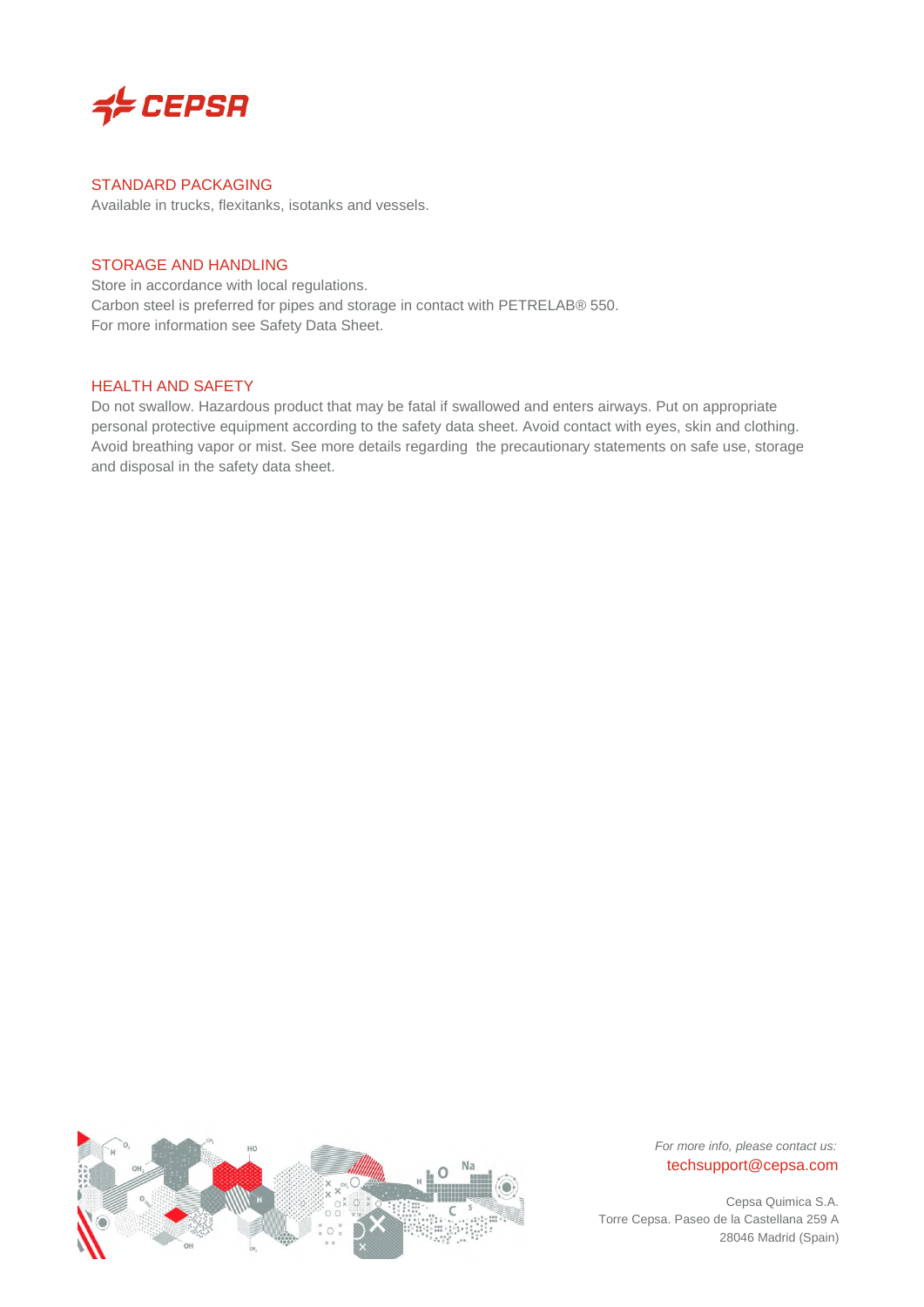## STANDARD PACKAGING

Available in trucks, flexitanks, isotanks and vessels.

## STORAGE AND HANDLING

Store in accordance with local regulations.
Carbon steel is preferred for pipes and storage in contact with PETRELAB® 550.
For more information see Safety Data Sheet.

## HEALTH AND SAFETY

Do not swallow. Hazardous product that may be fatal if swallowed and enters airways. Put on appropriate personal protective equipment according to the safety data sheet. Avoid contact with eyes, skin and clothing. Avoid breathing vapor or mist. See more details regarding the precautionary statements on safe use, storage and disposal in the safety data sheet.

*For more info, please contact us:*
techsupport@cepsa.com

Cepsa Quimica S.A.
Torre Cepsa. Paseo de la Castellana 259 A
28046 Madrid (Spain)